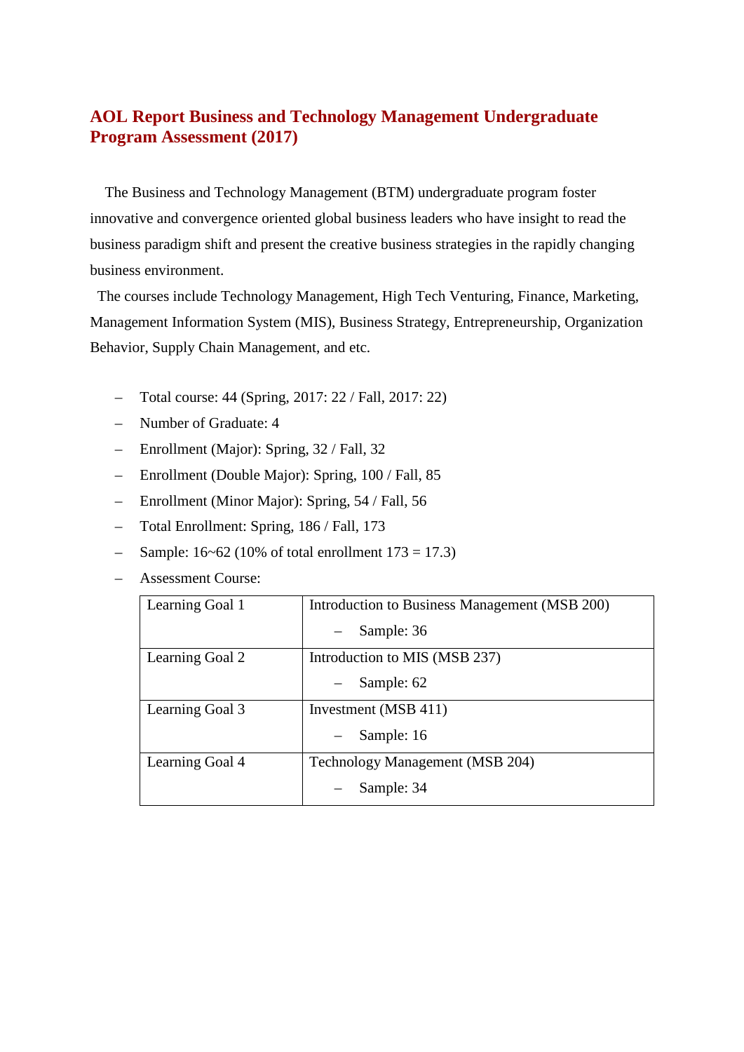# AOL Report Business and Technology Management Undergraduate Program Assessment (2017)

The Business and Technology Management (BTM) undergraduate program foster innovative and convergence oriented global business leaders who have insight to read the business paradigm shift and present the creative business strategies in the rapidly changing business environment.

The courses include Technology Management, High Tech Venturing, Finance, Marketing, Management Information System (MIS), Business Strategy, Entrepreneurship, Organization Behavior, Supply Chain Management, and etc.

- Total course: 44 (Spring, 2017: 22 / Fall, 2017: 22)
- Number of Graduate: 4
- Enrollment (Major): Spring, 32 / Fall, 32
- Enrollment (Double Major): Spring, 100 / Fall, 85
- Enrollment (Minor Major): Spring, 54 / Fall, 56
- Total Enrollment: Spring, 186 / Fall, 173
- Sample: 16~62 (10% of total enrollment 173 = 17.3)
- Assessment Course:

| | |
|---|---|
| Learning Goal 1 | Introduction to Business Management (MSB 200)<br>– Sample: 36 |
| Learning Goal 2 | Introduction to MIS (MSB 237)<br>– Sample: 62 |
| Learning Goal 3 | Investment (MSB 411)<br>– Sample: 16 |
| Learning Goal 4 | Technology Management (MSB 204)<br>– Sample: 34 |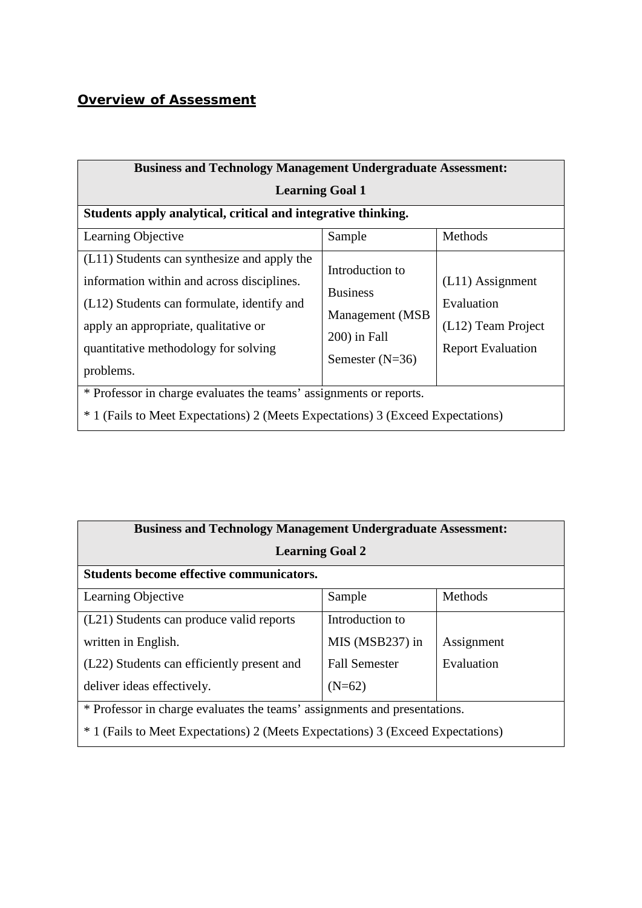## Overview of Assessment

| Business and Technology Management Undergraduate Assessment: Learning Goal 1 | | |
|---|---|---|
| **Students apply analytical, critical and integrative thinking.** | | |
| Learning Objective | Sample | Methods |
| (L11) Students can synthesize and apply the information within and across disciplines.<br>(L12) Students can formulate, identify and apply an appropriate, qualitative or quantitative methodology for solving problems. | Introduction to Business Management (MSB 200) in Fall Semester (N=36) | (L11) Assignment Evaluation<br>(L12) Team Project Report Evaluation |
| * Professor in charge evaluates the teams' assignments or reports.<br>* 1 (Fails to Meet Expectations) 2 (Meets Expectations) 3 (Exceed Expectations) | | |

| Business and Technology Management Undergraduate Assessment: Learning Goal 2 | | |
|---|---|---|
| **Students become effective communicators.** | | |
| Learning Objective | Sample | Methods |
| (L21) Students can produce valid reports written in English.<br>(L22) Students can efficiently present and deliver ideas effectively. | Introduction to MIS (MSB237) in Fall Semester (N=62) | Assignment Evaluation |
| * Professor in charge evaluates the teams' assignments and presentations.<br>* 1 (Fails to Meet Expectations) 2 (Meets Expectations) 3 (Exceed Expectations) | | |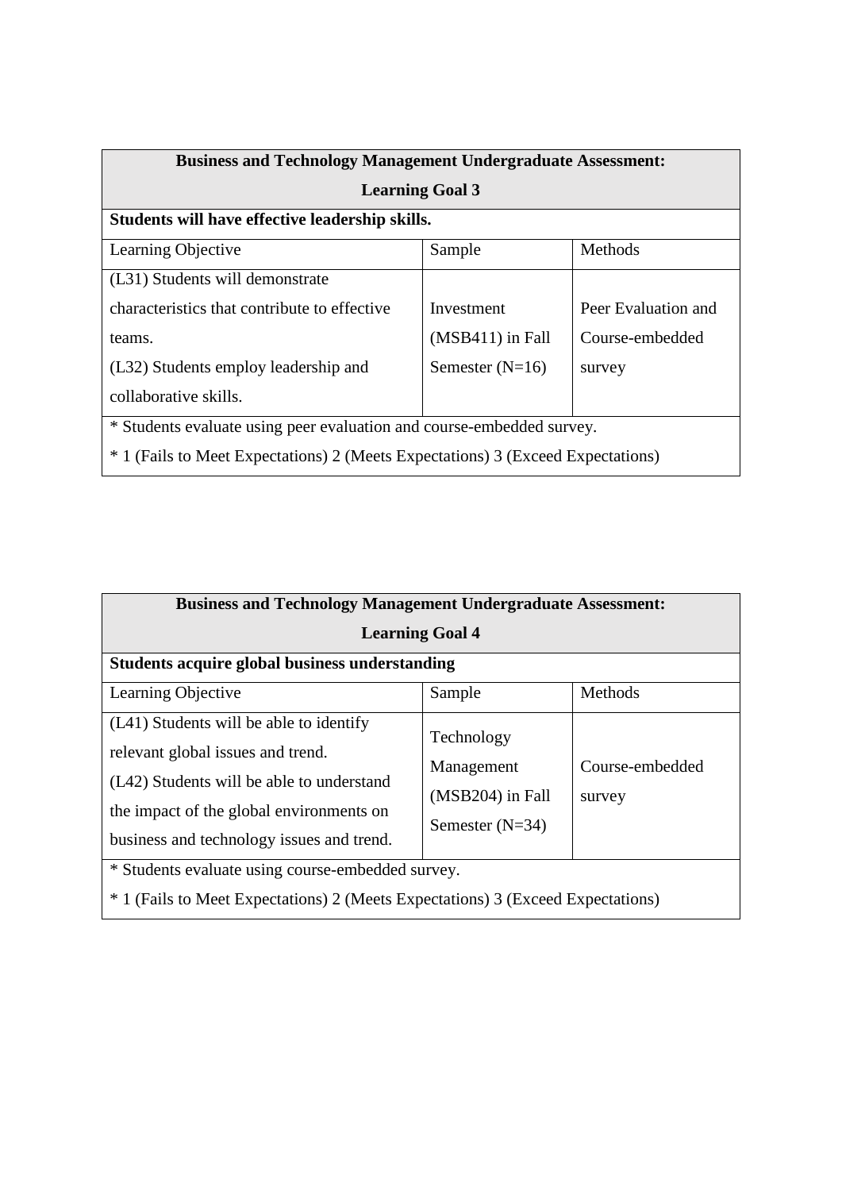| **Business and Technology Management Undergraduate Assessment: Learning Goal 3** | | |
|---|---|---|
| **Students will have effective leadership skills.** | | |
| Learning Objective | Sample | Methods |
| (L31) Students will demonstrate characteristics that contribute to effective teams.<br>(L32) Students employ leadership and collaborative skills. | Investment (MSB411) in Fall Semester (N=16) | Peer Evaluation and Course-embedded survey |
| * Students evaluate using peer evaluation and course-embedded survey.<br>* 1 (Fails to Meet Expectations) 2 (Meets Expectations) 3 (Exceed Expectations) | | |

| **Business and Technology Management Undergraduate Assessment: Learning Goal 4** | | |
|---|---|---|
| **Students acquire global business understanding** | | |
| Learning Objective | Sample | Methods |
| (L41) Students will be able to identify relevant global issues and trend.<br>(L42) Students will be able to understand the impact of the global environments on business and technology issues and trend. | Technology Management (MSB204) in Fall Semester (N=34) | Course-embedded survey |
| * Students evaluate using course-embedded survey.<br>* 1 (Fails to Meet Expectations) 2 (Meets Expectations) 3 (Exceed Expectations) | | |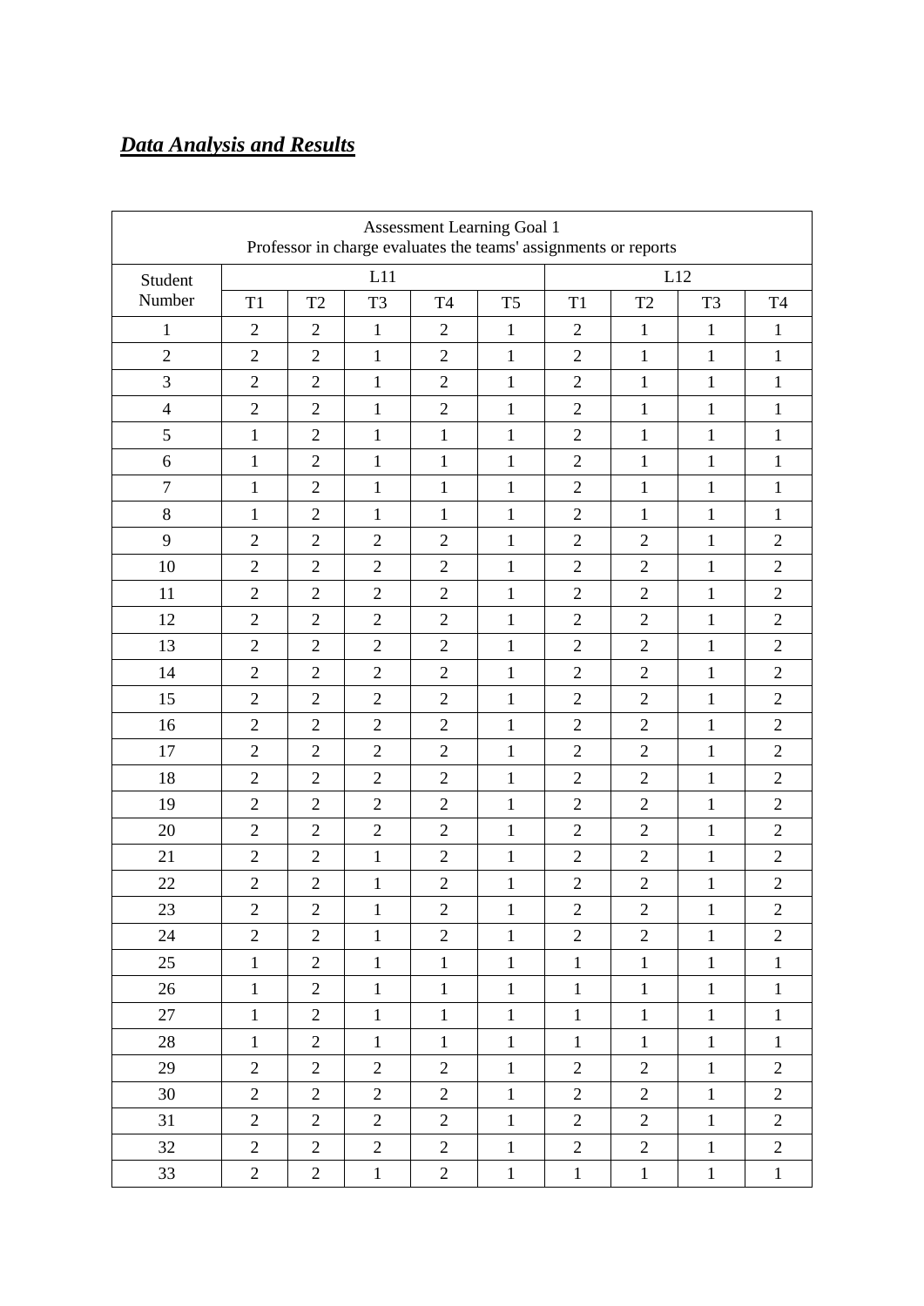***Data Analysis and Results***

| Assessment Learning Goal 1<br>Professor in charge evaluates the teams' assignments or reports | | | | | | | | | |
|---|---|---|---|---|---|---|---|---|---|
| Student Number | L11 | | | | | L12 | | | |
| | T1 | T2 | T3 | T4 | T5 | T1 | T2 | T3 | T4 |
| 1 | 2 | 2 | 1 | 2 | 1 | 2 | 1 | 1 | 1 |
| 2 | 2 | 2 | 1 | 2 | 1 | 2 | 1 | 1 | 1 |
| 3 | 2 | 2 | 1 | 2 | 1 | 2 | 1 | 1 | 1 |
| 4 | 2 | 2 | 1 | 2 | 1 | 2 | 1 | 1 | 1 |
| 5 | 1 | 2 | 1 | 1 | 1 | 2 | 1 | 1 | 1 |
| 6 | 1 | 2 | 1 | 1 | 1 | 2 | 1 | 1 | 1 |
| 7 | 1 | 2 | 1 | 1 | 1 | 2 | 1 | 1 | 1 |
| 8 | 1 | 2 | 1 | 1 | 1 | 2 | 1 | 1 | 1 |
| 9 | 2 | 2 | 2 | 2 | 1 | 2 | 2 | 1 | 2 |
| 10 | 2 | 2 | 2 | 2 | 1 | 2 | 2 | 1 | 2 |
| 11 | 2 | 2 | 2 | 2 | 1 | 2 | 2 | 1 | 2 |
| 12 | 2 | 2 | 2 | 2 | 1 | 2 | 2 | 1 | 2 |
| 13 | 2 | 2 | 2 | 2 | 1 | 2 | 2 | 1 | 2 |
| 14 | 2 | 2 | 2 | 2 | 1 | 2 | 2 | 1 | 2 |
| 15 | 2 | 2 | 2 | 2 | 1 | 2 | 2 | 1 | 2 |
| 16 | 2 | 2 | 2 | 2 | 1 | 2 | 2 | 1 | 2 |
| 17 | 2 | 2 | 2 | 2 | 1 | 2 | 2 | 1 | 2 |
| 18 | 2 | 2 | 2 | 2 | 1 | 2 | 2 | 1 | 2 |
| 19 | 2 | 2 | 2 | 2 | 1 | 2 | 2 | 1 | 2 |
| 20 | 2 | 2 | 2 | 2 | 1 | 2 | 2 | 1 | 2 |
| 21 | 2 | 2 | 1 | 2 | 1 | 2 | 2 | 1 | 2 |
| 22 | 2 | 2 | 1 | 2 | 1 | 2 | 2 | 1 | 2 |
| 23 | 2 | 2 | 1 | 2 | 1 | 2 | 2 | 1 | 2 |
| 24 | 2 | 2 | 1 | 2 | 1 | 2 | 2 | 1 | 2 |
| 25 | 1 | 2 | 1 | 1 | 1 | 1 | 1 | 1 | 1 |
| 26 | 1 | 2 | 1 | 1 | 1 | 1 | 1 | 1 | 1 |
| 27 | 1 | 2 | 1 | 1 | 1 | 1 | 1 | 1 | 1 |
| 28 | 1 | 2 | 1 | 1 | 1 | 1 | 1 | 1 | 1 |
| 29 | 2 | 2 | 2 | 2 | 1 | 2 | 2 | 1 | 2 |
| 30 | 2 | 2 | 2 | 2 | 1 | 2 | 2 | 1 | 2 |
| 31 | 2 | 2 | 2 | 2 | 1 | 2 | 2 | 1 | 2 |
| 32 | 2 | 2 | 2 | 2 | 1 | 2 | 2 | 1 | 2 |
| 33 | 2 | 2 | 1 | 2 | 1 | 1 | 1 | 1 | 1 |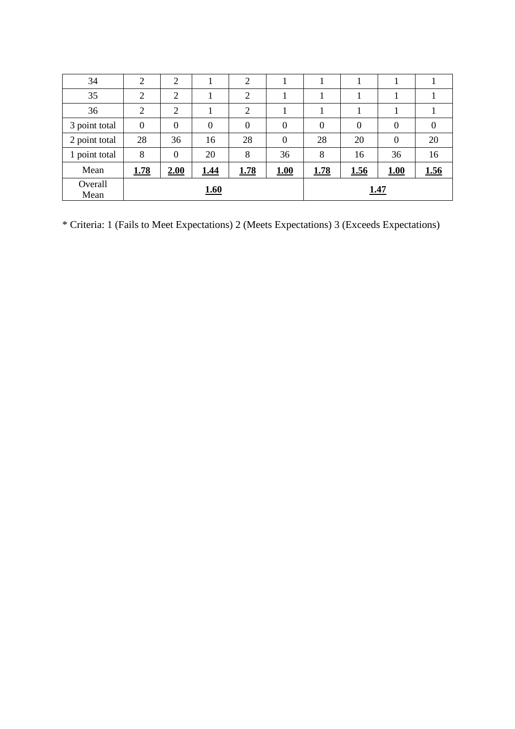| 34 | 2 | 2 | 1 | 2 | 1 | 1 | 1 | 1 | 1 |
|---|---|---|---|---|---|---|---|---|---|
| 35 | 2 | 2 | 1 | 2 | 1 | 1 | 1 | 1 | 1 |
| 36 | 2 | 2 | 1 | 2 | 1 | 1 | 1 | 1 | 1 |
| 3 point total | 0 | 0 | 0 | 0 | 0 | 0 | 0 | 0 | 0 |
| 2 point total | 28 | 36 | 16 | 28 | 0 | 28 | 20 | 0 | 20 |
| 1 point total | 8 | 0 | 20 | 8 | 36 | 8 | 16 | 36 | 16 |
| Mean | **1.78** | **2.00** | **1.44** | **1.78** | **1.00** | **1.78** | **1.56** | **1.00** | **1.56** |
| Overall Mean | **1.60** | | | | | **1.47** | | | |

* Criteria: 1 (Fails to Meet Expectations) 2 (Meets Expectations) 3 (Exceeds Expectations)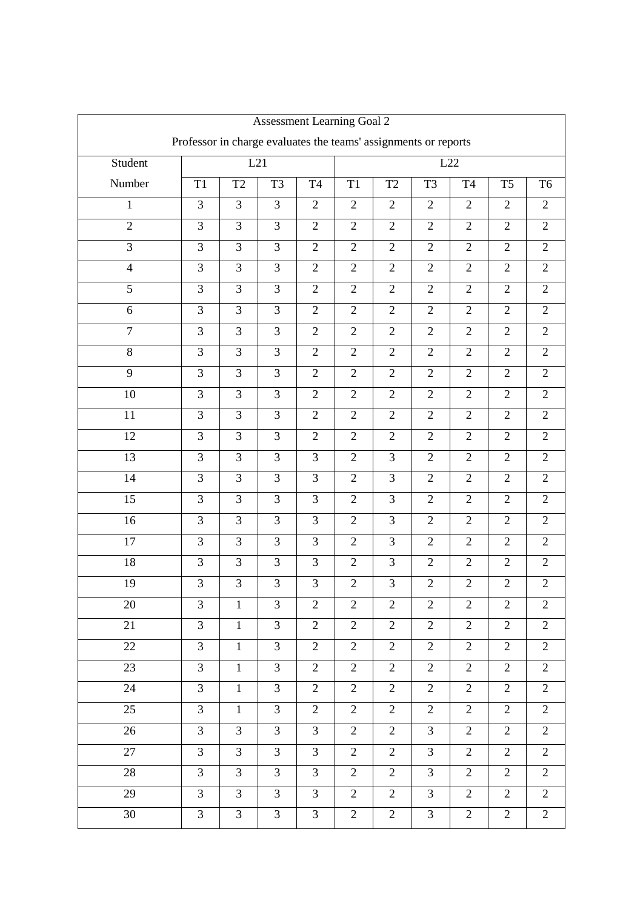| Assessment Learning Goal 2<br>Professor in charge evaluates the teams' assignments or reports | | | | | | | | | | |
|---|---|---|---|---|---|---|---|---|---|---|
| Student | L21 | | | | L22 | | | | | |
| Number | T1 | T2 | T3 | T4 | T1 | T2 | T3 | T4 | T5 | T6 |
| 1 | 3 | 3 | 3 | 2 | 2 | 2 | 2 | 2 | 2 | 2 |
| 2 | 3 | 3 | 3 | 2 | 2 | 2 | 2 | 2 | 2 | 2 |
| 3 | 3 | 3 | 3 | 2 | 2 | 2 | 2 | 2 | 2 | 2 |
| 4 | 3 | 3 | 3 | 2 | 2 | 2 | 2 | 2 | 2 | 2 |
| 5 | 3 | 3 | 3 | 2 | 2 | 2 | 2 | 2 | 2 | 2 |
| 6 | 3 | 3 | 3 | 2 | 2 | 2 | 2 | 2 | 2 | 2 |
| 7 | 3 | 3 | 3 | 2 | 2 | 2 | 2 | 2 | 2 | 2 |
| 8 | 3 | 3 | 3 | 2 | 2 | 2 | 2 | 2 | 2 | 2 |
| 9 | 3 | 3 | 3 | 2 | 2 | 2 | 2 | 2 | 2 | 2 |
| 10 | 3 | 3 | 3 | 2 | 2 | 2 | 2 | 2 | 2 | 2 |
| 11 | 3 | 3 | 3 | 2 | 2 | 2 | 2 | 2 | 2 | 2 |
| 12 | 3 | 3 | 3 | 2 | 2 | 2 | 2 | 2 | 2 | 2 |
| 13 | 3 | 3 | 3 | 3 | 2 | 3 | 2 | 2 | 2 | 2 |
| 14 | 3 | 3 | 3 | 3 | 2 | 3 | 2 | 2 | 2 | 2 |
| 15 | 3 | 3 | 3 | 3 | 2 | 3 | 2 | 2 | 2 | 2 |
| 16 | 3 | 3 | 3 | 3 | 2 | 3 | 2 | 2 | 2 | 2 |
| 17 | 3 | 3 | 3 | 3 | 2 | 3 | 2 | 2 | 2 | 2 |
| 18 | 3 | 3 | 3 | 3 | 2 | 3 | 2 | 2 | 2 | 2 |
| 19 | 3 | 3 | 3 | 3 | 2 | 3 | 2 | 2 | 2 | 2 |
| 20 | 3 | 1 | 3 | 2 | 2 | 2 | 2 | 2 | 2 | 2 |
| 21 | 3 | 1 | 3 | 2 | 2 | 2 | 2 | 2 | 2 | 2 |
| 22 | 3 | 1 | 3 | 2 | 2 | 2 | 2 | 2 | 2 | 2 |
| 23 | 3 | 1 | 3 | 2 | 2 | 2 | 2 | 2 | 2 | 2 |
| 24 | 3 | 1 | 3 | 2 | 2 | 2 | 2 | 2 | 2 | 2 |
| 25 | 3 | 1 | 3 | 2 | 2 | 2 | 2 | 2 | 2 | 2 |
| 26 | 3 | 3 | 3 | 3 | 2 | 2 | 3 | 2 | 2 | 2 |
| 27 | 3 | 3 | 3 | 3 | 2 | 2 | 3 | 2 | 2 | 2 |
| 28 | 3 | 3 | 3 | 3 | 2 | 2 | 3 | 2 | 2 | 2 |
| 29 | 3 | 3 | 3 | 3 | 2 | 2 | 3 | 2 | 2 | 2 |
| 30 | 3 | 3 | 3 | 3 | 2 | 2 | 3 | 2 | 2 | 2 |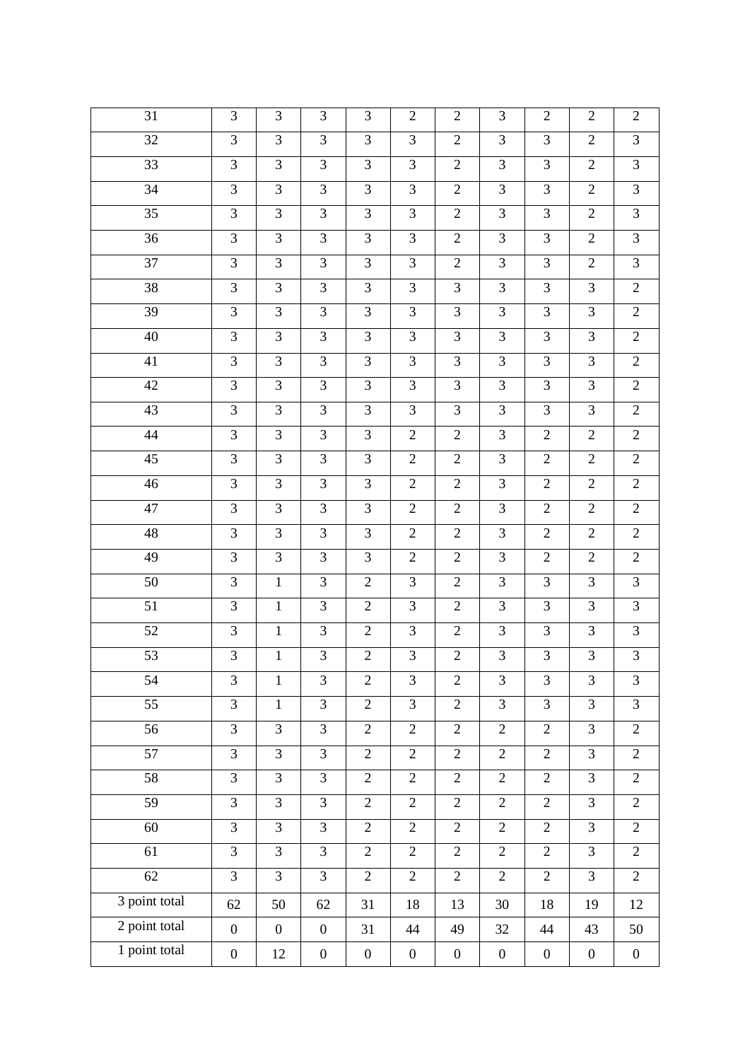| 31 | 3 | 3 | 3 | 3 | 2 | 2 | 3 | 2 | 2 | 2 |
|---|---|---|---|---|---|---|---|---|---|---|
| 32 | 3 | 3 | 3 | 3 | 3 | 2 | 3 | 3 | 2 | 3 |
| 33 | 3 | 3 | 3 | 3 | 3 | 2 | 3 | 3 | 2 | 3 |
| 34 | 3 | 3 | 3 | 3 | 3 | 2 | 3 | 3 | 2 | 3 |
| 35 | 3 | 3 | 3 | 3 | 3 | 2 | 3 | 3 | 2 | 3 |
| 36 | 3 | 3 | 3 | 3 | 3 | 2 | 3 | 3 | 2 | 3 |
| 37 | 3 | 3 | 3 | 3 | 3 | 2 | 3 | 3 | 2 | 3 |
| 38 | 3 | 3 | 3 | 3 | 3 | 3 | 3 | 3 | 3 | 2 |
| 39 | 3 | 3 | 3 | 3 | 3 | 3 | 3 | 3 | 3 | 2 |
| 40 | 3 | 3 | 3 | 3 | 3 | 3 | 3 | 3 | 3 | 2 |
| 41 | 3 | 3 | 3 | 3 | 3 | 3 | 3 | 3 | 3 | 2 |
| 42 | 3 | 3 | 3 | 3 | 3 | 3 | 3 | 3 | 3 | 2 |
| 43 | 3 | 3 | 3 | 3 | 3 | 3 | 3 | 3 | 3 | 2 |
| 44 | 3 | 3 | 3 | 3 | 2 | 2 | 3 | 2 | 2 | 2 |
| 45 | 3 | 3 | 3 | 3 | 2 | 2 | 3 | 2 | 2 | 2 |
| 46 | 3 | 3 | 3 | 3 | 2 | 2 | 3 | 2 | 2 | 2 |
| 47 | 3 | 3 | 3 | 3 | 2 | 2 | 3 | 2 | 2 | 2 |
| 48 | 3 | 3 | 3 | 3 | 2 | 2 | 3 | 2 | 2 | 2 |
| 49 | 3 | 3 | 3 | 3 | 2 | 2 | 3 | 2 | 2 | 2 |
| 50 | 3 | 1 | 3 | 2 | 3 | 2 | 3 | 3 | 3 | 3 |
| 51 | 3 | 1 | 3 | 2 | 3 | 2 | 3 | 3 | 3 | 3 |
| 52 | 3 | 1 | 3 | 2 | 3 | 2 | 3 | 3 | 3 | 3 |
| 53 | 3 | 1 | 3 | 2 | 3 | 2 | 3 | 3 | 3 | 3 |
| 54 | 3 | 1 | 3 | 2 | 3 | 2 | 3 | 3 | 3 | 3 |
| 55 | 3 | 1 | 3 | 2 | 3 | 2 | 3 | 3 | 3 | 3 |
| 56 | 3 | 3 | 3 | 2 | 2 | 2 | 2 | 2 | 3 | 2 |
| 57 | 3 | 3 | 3 | 2 | 2 | 2 | 2 | 2 | 3 | 2 |
| 58 | 3 | 3 | 3 | 2 | 2 | 2 | 2 | 2 | 3 | 2 |
| 59 | 3 | 3 | 3 | 2 | 2 | 2 | 2 | 2 | 3 | 2 |
| 60 | 3 | 3 | 3 | 2 | 2 | 2 | 2 | 2 | 3 | 2 |
| 61 | 3 | 3 | 3 | 2 | 2 | 2 | 2 | 2 | 3 | 2 |
| 62 | 3 | 3 | 3 | 2 | 2 | 2 | 2 | 2 | 3 | 2 |
| 3 point total | 62 | 50 | 62 | 31 | 18 | 13 | 30 | 18 | 19 | 12 |
| 2 point total | 0 | 0 | 0 | 31 | 44 | 49 | 32 | 44 | 43 | 50 |
| 1 point total | 0 | 12 | 0 | 0 | 0 | 0 | 0 | 0 | 0 | 0 |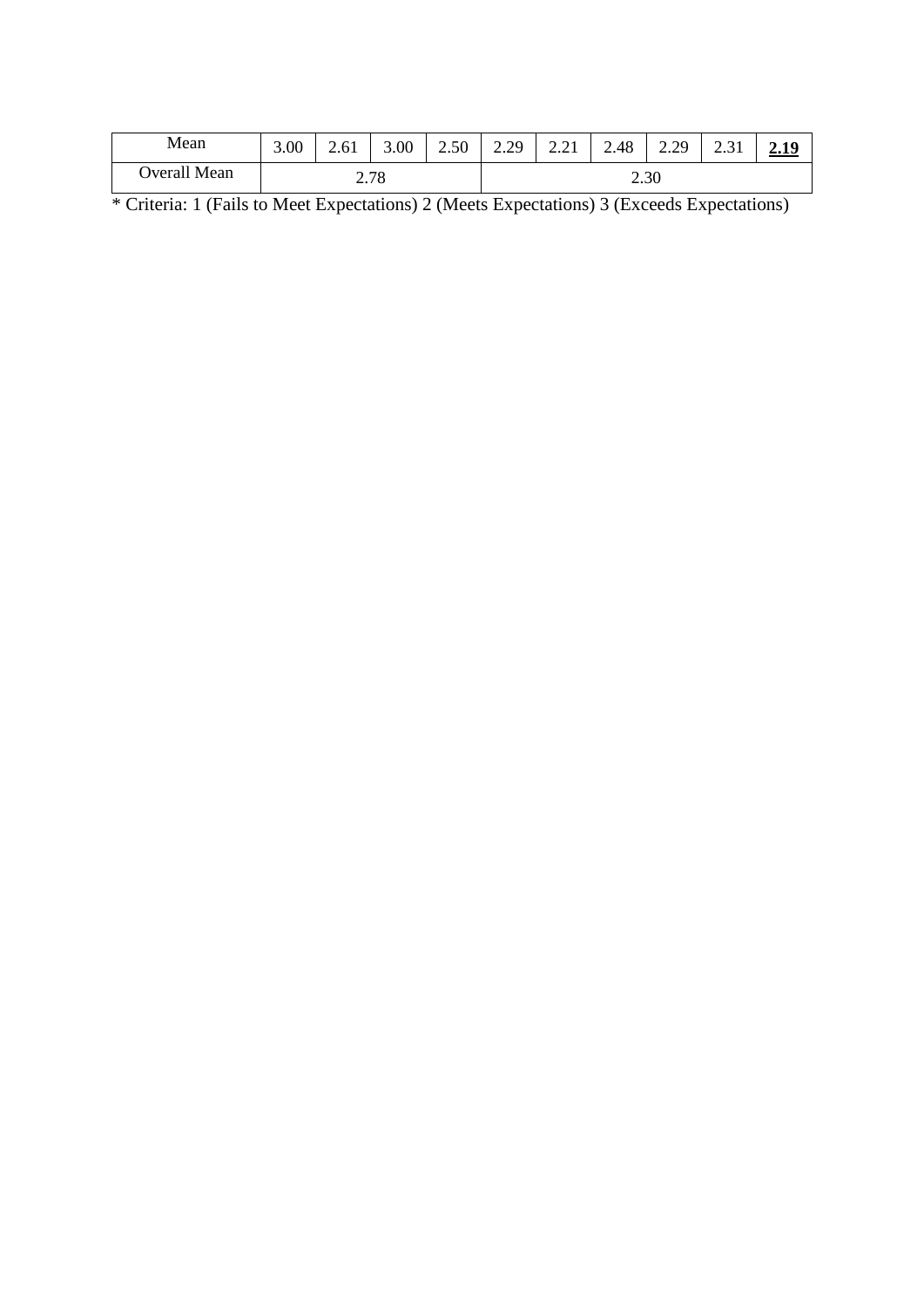| Mean | 3.00 | 2.61 | 3.00 | 2.50 | 2.29 | 2.21 | 2.48 | 2.29 | 2.31 | **2.19** |
|---|---|---|---|---|---|---|---|---|---|---|
| Overall Mean | 2.78 | | | | 2.30 | | | | | |

* Criteria: 1 (Fails to Meet Expectations) 2 (Meets Expectations) 3 (Exceeds Expectations)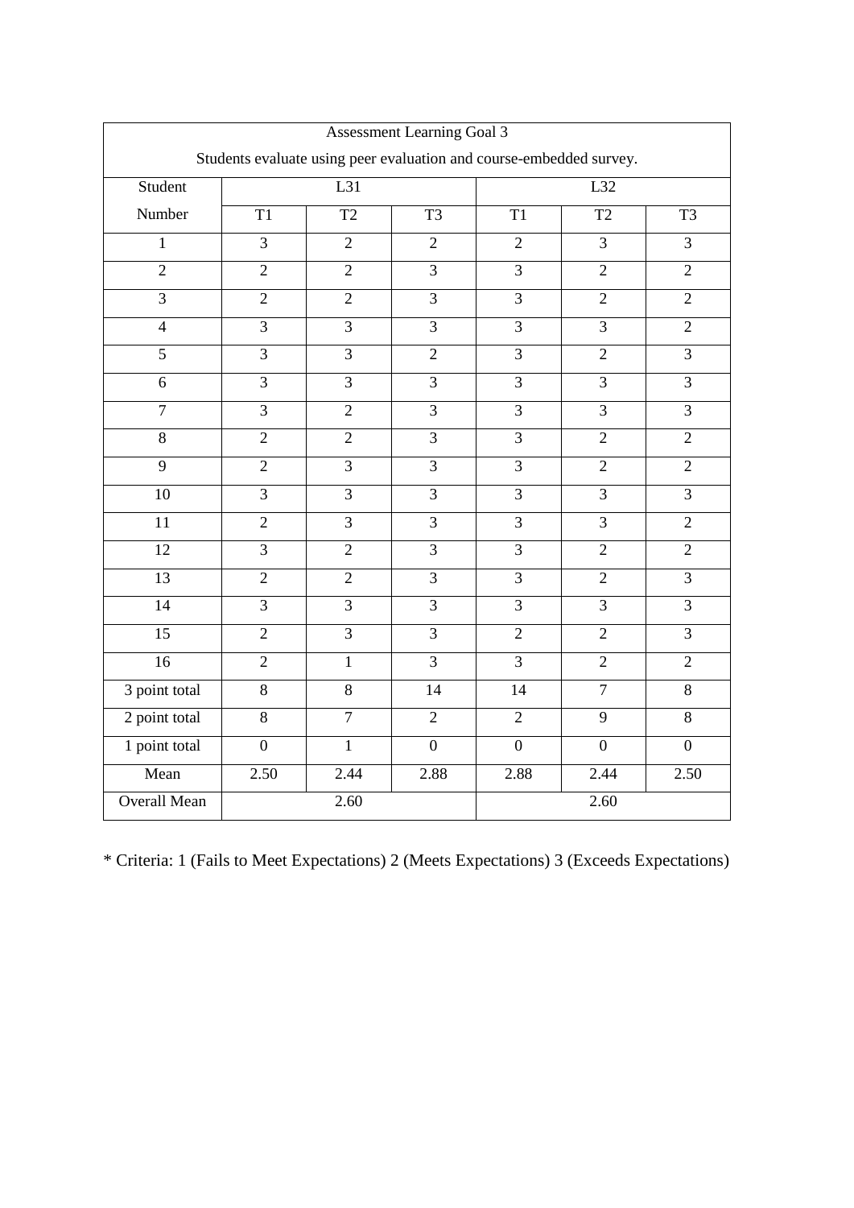| Assessment Learning Goal 3<br>Students evaluate using peer evaluation and course-embedded survey. | | | | | | |
|---|---|---|---|---|---|---|
| Student Number | L31 | | | L32 | | |
| | T1 | T2 | T3 | T1 | T2 | T3 |
| 1 | 3 | 2 | 2 | 2 | 3 | 3 |
| 2 | 2 | 2 | 3 | 3 | 2 | 2 |
| 3 | 2 | 2 | 3 | 3 | 2 | 2 |
| 4 | 3 | 3 | 3 | 3 | 3 | 2 |
| 5 | 3 | 3 | 2 | 3 | 2 | 3 |
| 6 | 3 | 3 | 3 | 3 | 3 | 3 |
| 7 | 3 | 2 | 3 | 3 | 3 | 3 |
| 8 | 2 | 2 | 3 | 3 | 2 | 2 |
| 9 | 2 | 3 | 3 | 3 | 2 | 2 |
| 10 | 3 | 3 | 3 | 3 | 3 | 3 |
| 11 | 2 | 3 | 3 | 3 | 3 | 2 |
| 12 | 3 | 2 | 3 | 3 | 2 | 2 |
| 13 | 2 | 2 | 3 | 3 | 2 | 3 |
| 14 | 3 | 3 | 3 | 3 | 3 | 3 |
| 15 | 2 | 3 | 3 | 2 | 2 | 3 |
| 16 | 2 | 1 | 3 | 3 | 2 | 2 |
| 3 point total | 8 | 8 | 14 | 14 | 7 | 8 |
| 2 point total | 8 | 7 | 2 | 2 | 9 | 8 |
| 1 point total | 0 | 1 | 0 | 0 | 0 | 0 |
| Mean | 2.50 | 2.44 | 2.88 | 2.88 | 2.44 | 2.50 |
| Overall Mean | 2.60 | | | 2.60 | | |

* Criteria: 1 (Fails to Meet Expectations) 2 (Meets Expectations) 3 (Exceeds Expectations)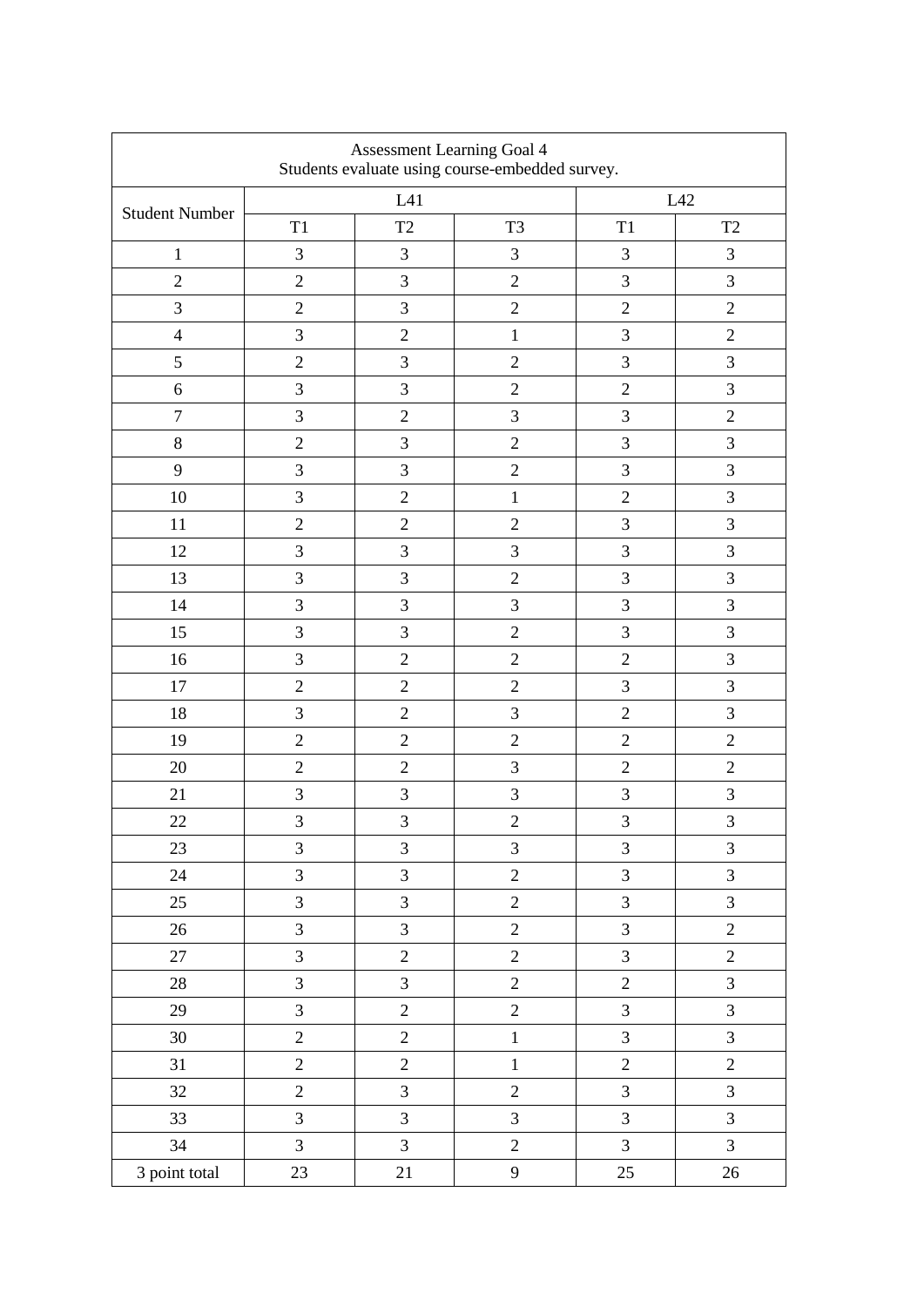| Assessment Learning Goal 4<br>Students evaluate using course-embedded survey. | | | | | |
|---|---|---|---|---|---|
| Student Number | L41 | | | L42 | |
| | T1 | T2 | T3 | T1 | T2 |
| 1 | 3 | 3 | 3 | 3 | 3 |
| 2 | 2 | 3 | 2 | 3 | 3 |
| 3 | 2 | 3 | 2 | 2 | 2 |
| 4 | 3 | 2 | 1 | 3 | 2 |
| 5 | 2 | 3 | 2 | 3 | 3 |
| 6 | 3 | 3 | 2 | 2 | 3 |
| 7 | 3 | 2 | 3 | 3 | 2 |
| 8 | 2 | 3 | 2 | 3 | 3 |
| 9 | 3 | 3 | 2 | 3 | 3 |
| 10 | 3 | 2 | 1 | 2 | 3 |
| 11 | 2 | 2 | 2 | 3 | 3 |
| 12 | 3 | 3 | 3 | 3 | 3 |
| 13 | 3 | 3 | 2 | 3 | 3 |
| 14 | 3 | 3 | 3 | 3 | 3 |
| 15 | 3 | 3 | 2 | 3 | 3 |
| 16 | 3 | 2 | 2 | 2 | 3 |
| 17 | 2 | 2 | 2 | 3 | 3 |
| 18 | 3 | 2 | 3 | 2 | 3 |
| 19 | 2 | 2 | 2 | 2 | 2 |
| 20 | 2 | 2 | 3 | 2 | 2 |
| 21 | 3 | 3 | 3 | 3 | 3 |
| 22 | 3 | 3 | 2 | 3 | 3 |
| 23 | 3 | 3 | 3 | 3 | 3 |
| 24 | 3 | 3 | 2 | 3 | 3 |
| 25 | 3 | 3 | 2 | 3 | 3 |
| 26 | 3 | 3 | 2 | 3 | 2 |
| 27 | 3 | 2 | 2 | 3 | 2 |
| 28 | 3 | 3 | 2 | 2 | 3 |
| 29 | 3 | 2 | 2 | 3 | 3 |
| 30 | 2 | 2 | 1 | 3 | 3 |
| 31 | 2 | 2 | 1 | 2 | 2 |
| 32 | 2 | 3 | 2 | 3 | 3 |
| 33 | 3 | 3 | 3 | 3 | 3 |
| 34 | 3 | 3 | 2 | 3 | 3 |
| 3 point total | 23 | 21 | 9 | 25 | 26 |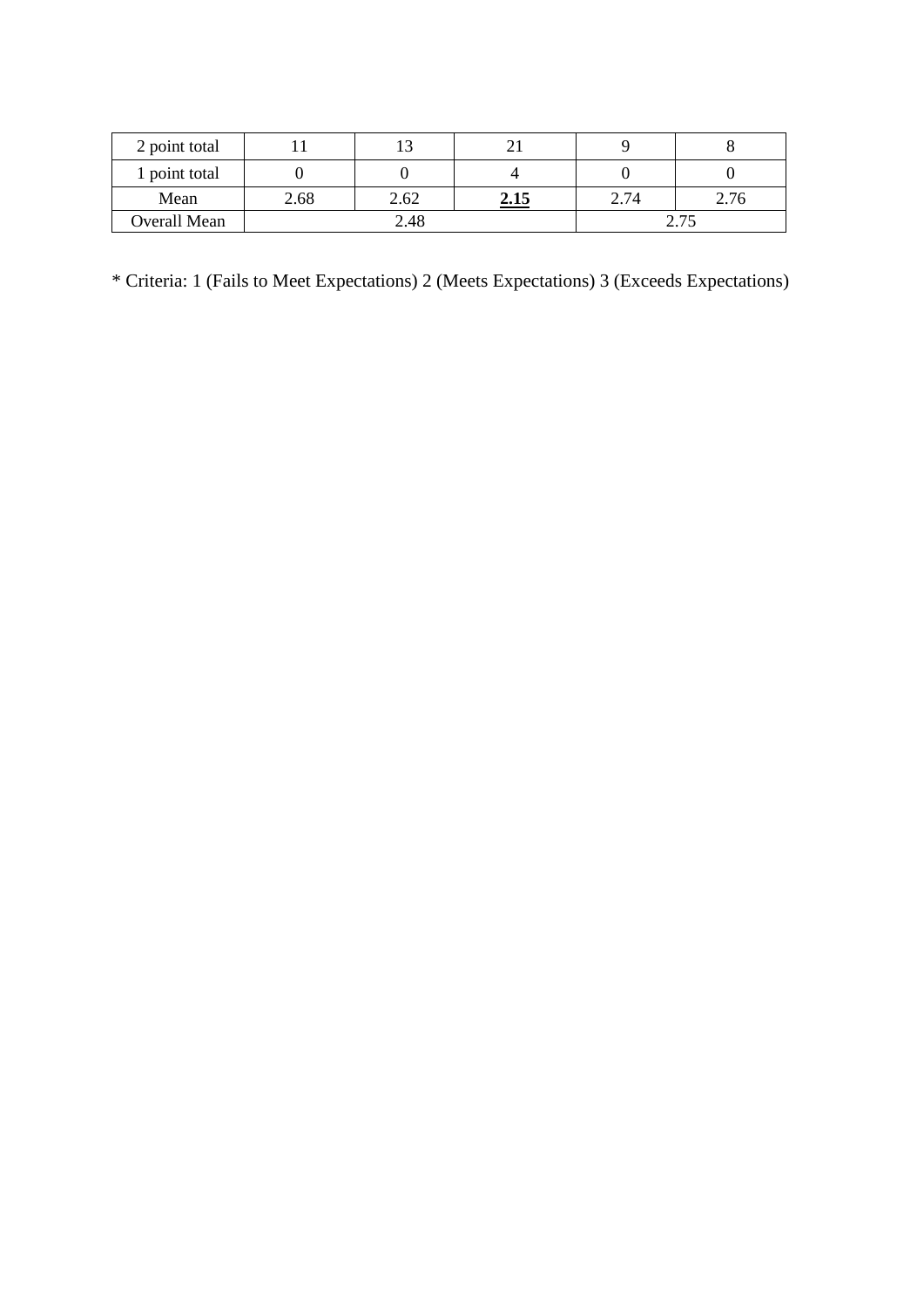| 2 point total | 11 | 13 | 21 | 9 | 8 |
|---|---|---|---|---|---|
| 1 point total | 0 | 0 | 4 | 0 | 0 |
| Mean | 2.68 | 2.62 | **2.15** | 2.74 | 2.76 |
| Overall Mean | 2.48 | | | 2.75 | |

* Criteria: 1 (Fails to Meet Expectations) 2 (Meets Expectations) 3 (Exceeds Expectations)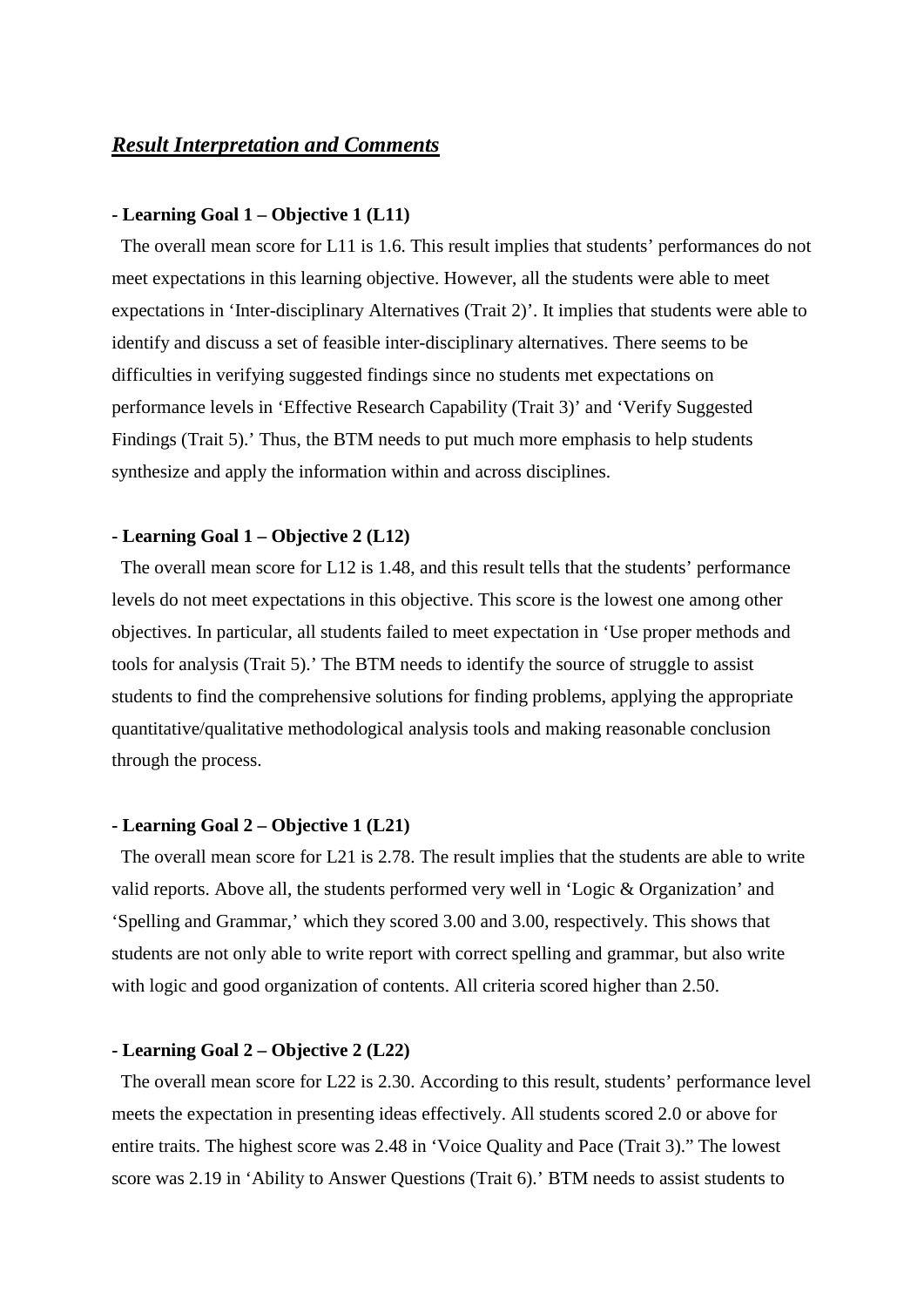## ***Result Interpretation and Comments***

**- Learning Goal 1 – Objective 1 (L11)**

The overall mean score for L11 is 1.6. This result implies that students' performances do not meet expectations in this learning objective. However, all the students were able to meet expectations in 'Inter-disciplinary Alternatives (Trait 2)'. It implies that students were able to identify and discuss a set of feasible inter-disciplinary alternatives. There seems to be difficulties in verifying suggested findings since no students met expectations on performance levels in 'Effective Research Capability (Trait 3)' and 'Verify Suggested Findings (Trait 5).' Thus, the BTM needs to put much more emphasis to help students synthesize and apply the information within and across disciplines.

**- Learning Goal 1 – Objective 2 (L12)**

The overall mean score for L12 is 1.48, and this result tells that the students' performance levels do not meet expectations in this objective. This score is the lowest one among other objectives. In particular, all students failed to meet expectation in 'Use proper methods and tools for analysis (Trait 5).' The BTM needs to identify the source of struggle to assist students to find the comprehensive solutions for finding problems, applying the appropriate quantitative/qualitative methodological analysis tools and making reasonable conclusion through the process.

**- Learning Goal 2 – Objective 1 (L21)**

The overall mean score for L21 is 2.78. The result implies that the students are able to write valid reports. Above all, the students performed very well in 'Logic & Organization' and 'Spelling and Grammar,' which they scored 3.00 and 3.00, respectively. This shows that students are not only able to write report with correct spelling and grammar, but also write with logic and good organization of contents. All criteria scored higher than 2.50.

**- Learning Goal 2 – Objective 2 (L22)**

The overall mean score for L22 is 2.30. According to this result, students' performance level meets the expectation in presenting ideas effectively. All students scored 2.0 or above for entire traits. The highest score was 2.48 in 'Voice Quality and Pace (Trait 3)." The lowest score was 2.19 in 'Ability to Answer Questions (Trait 6).' BTM needs to assist students to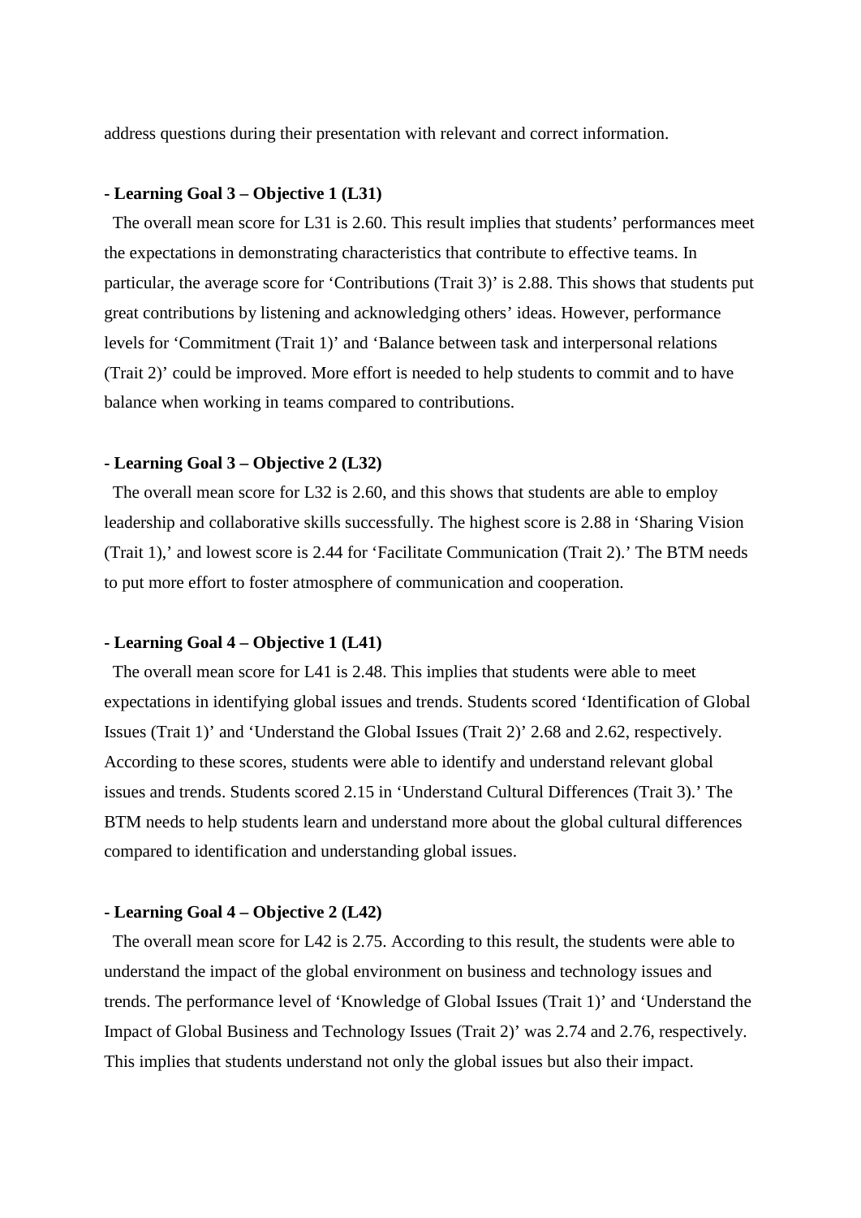address questions during their presentation with relevant and correct information.

**- Learning Goal 3 – Objective 1 (L31)**

The overall mean score for L31 is 2.60. This result implies that students' performances meet the expectations in demonstrating characteristics that contribute to effective teams. In particular, the average score for 'Contributions (Trait 3)' is 2.88. This shows that students put great contributions by listening and acknowledging others' ideas. However, performance levels for 'Commitment (Trait 1)' and 'Balance between task and interpersonal relations (Trait 2)' could be improved. More effort is needed to help students to commit and to have balance when working in teams compared to contributions.

**- Learning Goal 3 – Objective 2 (L32)**

The overall mean score for L32 is 2.60, and this shows that students are able to employ leadership and collaborative skills successfully. The highest score is 2.88 in 'Sharing Vision (Trait 1),' and lowest score is 2.44 for 'Facilitate Communication (Trait 2).' The BTM needs to put more effort to foster atmosphere of communication and cooperation.

**- Learning Goal 4 – Objective 1 (L41)**

The overall mean score for L41 is 2.48. This implies that students were able to meet expectations in identifying global issues and trends. Students scored 'Identification of Global Issues (Trait 1)' and 'Understand the Global Issues (Trait 2)' 2.68 and 2.62, respectively. According to these scores, students were able to identify and understand relevant global issues and trends. Students scored 2.15 in 'Understand Cultural Differences (Trait 3).' The BTM needs to help students learn and understand more about the global cultural differences compared to identification and understanding global issues.

**- Learning Goal 4 – Objective 2 (L42)**

The overall mean score for L42 is 2.75. According to this result, the students were able to understand the impact of the global environment on business and technology issues and trends. The performance level of 'Knowledge of Global Issues (Trait 1)' and 'Understand the Impact of Global Business and Technology Issues (Trait 2)' was 2.74 and 2.76, respectively. This implies that students understand not only the global issues but also their impact.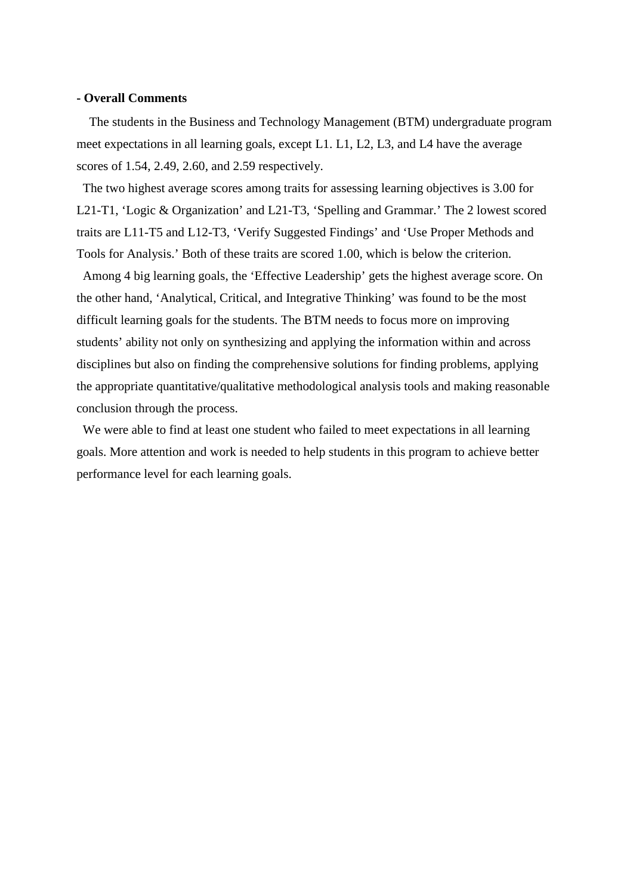**- Overall Comments**

The students in the Business and Technology Management (BTM) undergraduate program meet expectations in all learning goals, except L1. L1, L2, L3, and L4 have the average scores of 1.54, 2.49, 2.60, and 2.59 respectively.

The two highest average scores among traits for assessing learning objectives is 3.00 for L21-T1, 'Logic & Organization' and L21-T3, 'Spelling and Grammar.' The 2 lowest scored traits are L11-T5 and L12-T3, 'Verify Suggested Findings' and 'Use Proper Methods and Tools for Analysis.' Both of these traits are scored 1.00, which is below the criterion.

Among 4 big learning goals, the 'Effective Leadership' gets the highest average score. On the other hand, 'Analytical, Critical, and Integrative Thinking' was found to be the most difficult learning goals for the students. The BTM needs to focus more on improving students' ability not only on synthesizing and applying the information within and across disciplines but also on finding the comprehensive solutions for finding problems, applying the appropriate quantitative/qualitative methodological analysis tools and making reasonable conclusion through the process.

We were able to find at least one student who failed to meet expectations in all learning goals. More attention and work is needed to help students in this program to achieve better performance level for each learning goals.